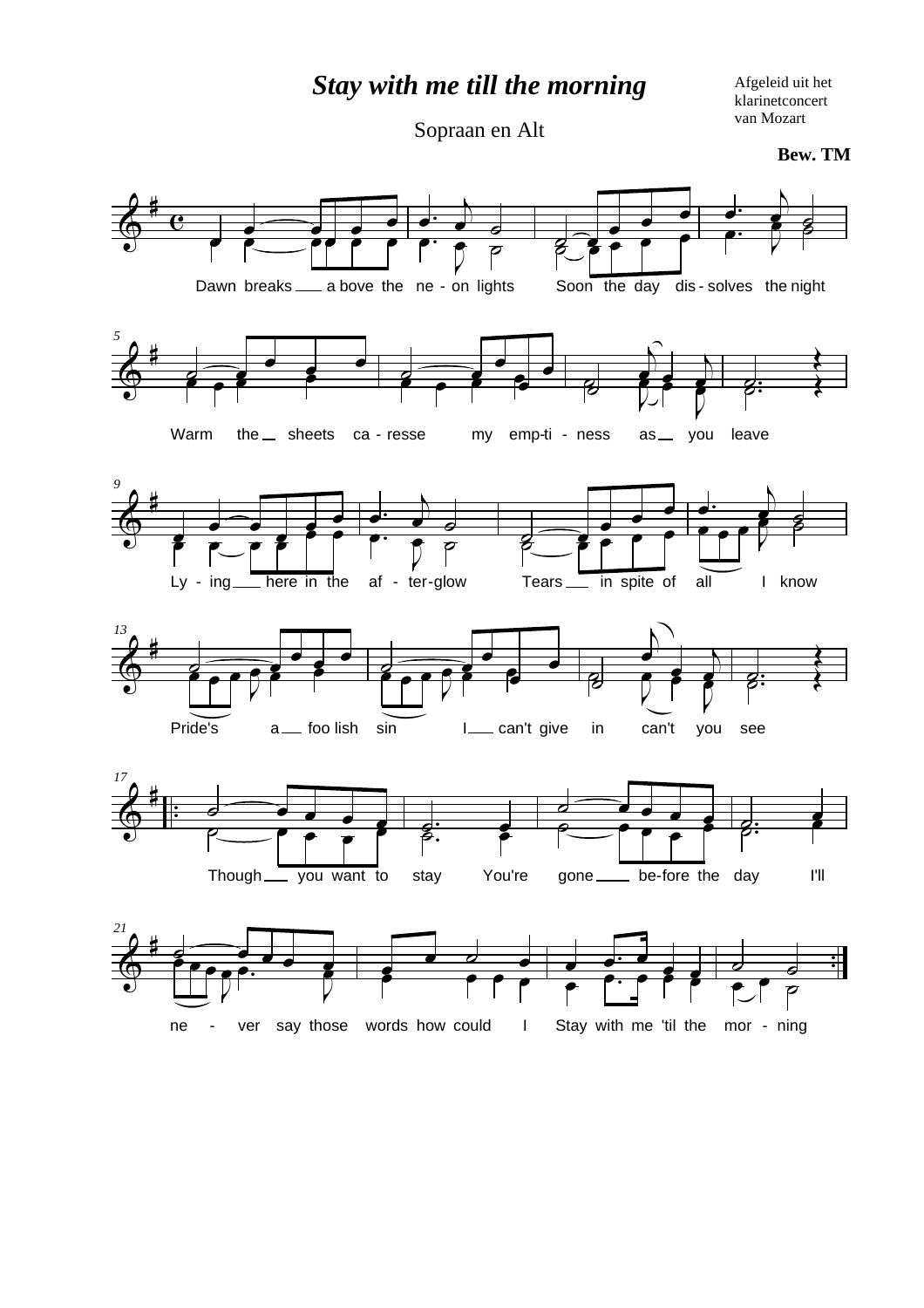# *Stay with me till the morning*

Sopraan en Alt

Afgeleid uit het klarinetconcert van Mozart

**Bew. TM**

Dawn breaks ___ a bove the ne - on lights Soon the day dis - solves the night

Warm the ___ sheets ca - resse my emp-ti - ness as ___ you leave

Ly - ing ___ here in the af - ter-glow Tears ___ in spite of all I know

Pride's a ___ foo lish sin I ___ can't give in can't you see

Though ___ you want to stay You're gone ___ be-fore the day I'll

ne - ver say those words how could I Stay with me 'til the mor - ning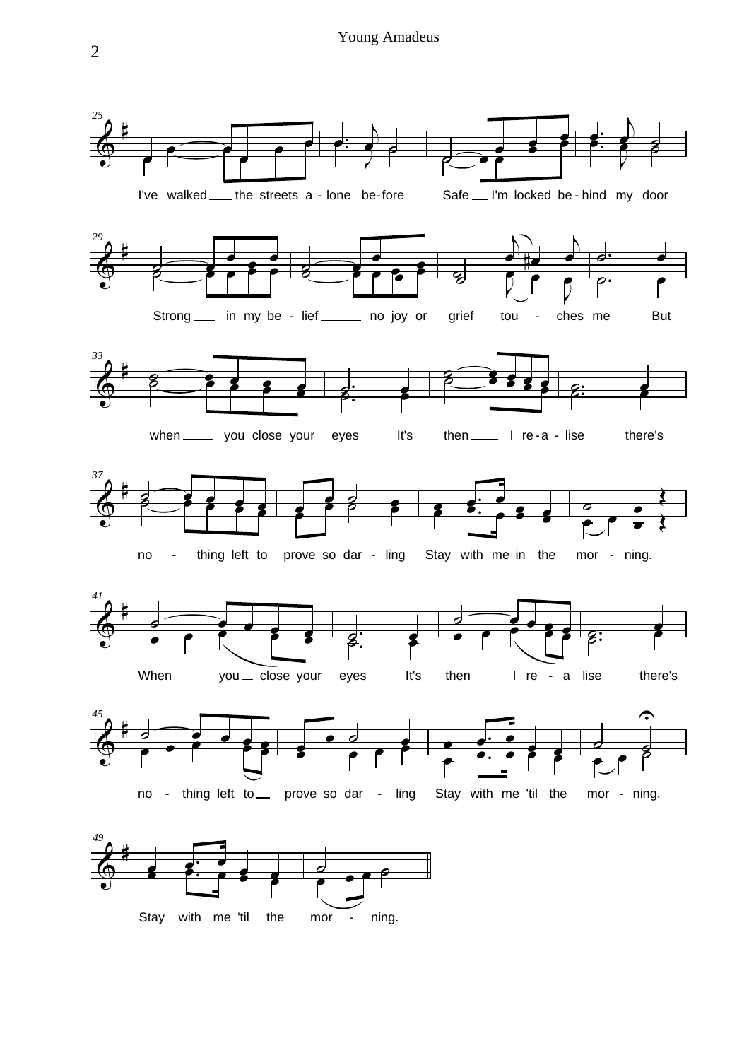I've walked the streets a - lone be-fore Safe I'm locked be - hind my door

Strong in my be - lief no joy or grief tou - ches me But

when you close your eyes It's then I re - a - lise there's

no - thing left to prove so dar - ling Stay with me in the mor - ning.

When you close your eyes It's then I re - a lise there's

no - thing left to prove so dar - ling Stay with me 'til the mor - ning.

Stay with me 'til the mor - ning.